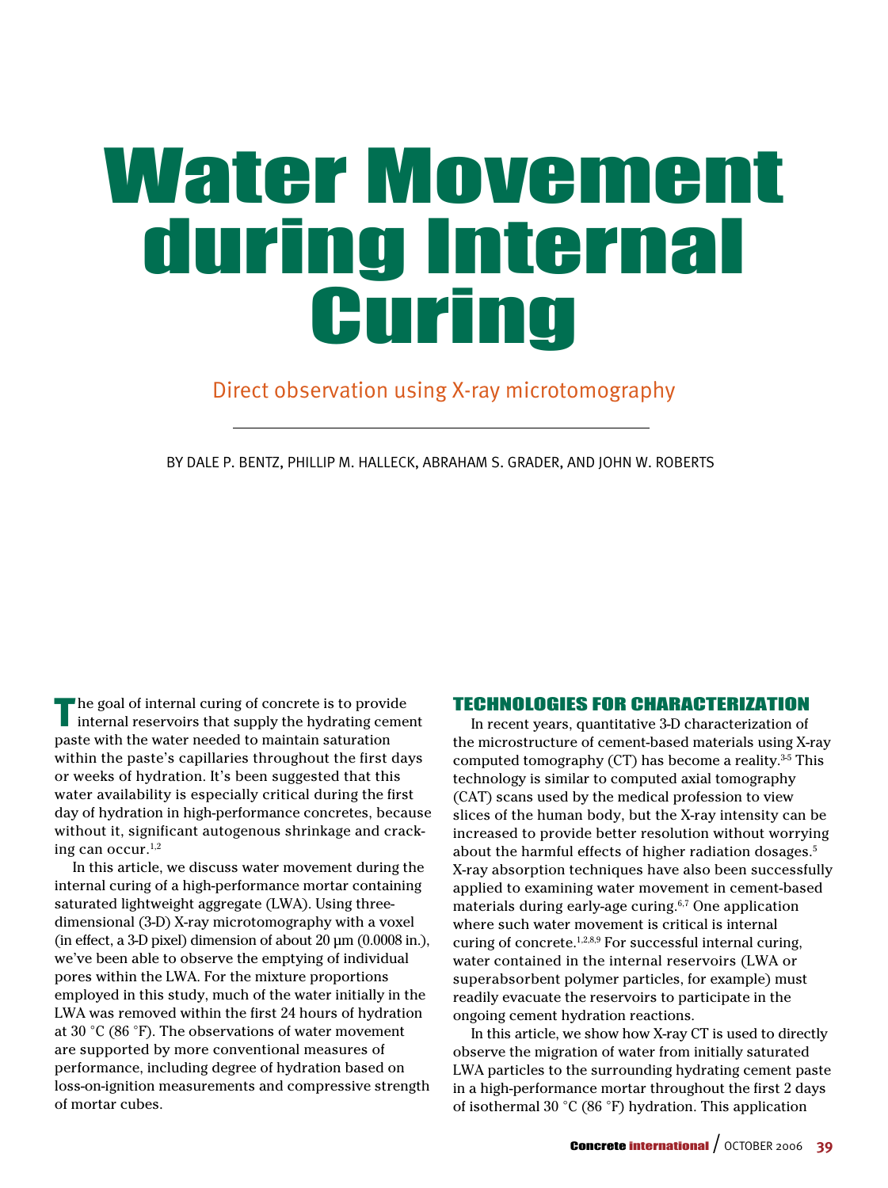# Water Movement during Internal Curing

## Direct observation using X-ray microtomography

BY DALE P. BENTZ, PHILLIP M. HALLECK, ABRAHAM S. GRADER, AND JOHN W. ROBERTS

The goal of internal curing of concrete is to provide internal reservoirs that supply the hydrating cement paste with the water needed to maintain saturation within the paste's capillaries throughout the first days or weeks of hydration. It's been suggested that this water availability is especially critical during the first day of hydration in high-performance concretes, because without it, significant autogenous shrinkage and cracking can occur.[1,2]

In this article, we discuss water movement during the internal curing of a high-performance mortar containing saturated lightweight aggregate (LWA). Using three-dimensional (3-D) X-ray microtomography with a voxel (in effect, a 3-D pixel) dimension of about 20 μm (0.0008 in.), we've been able to observe the emptying of individual pores within the LWA. For the mixture proportions employed in this study, much of the water initially in the LWA was removed within the first 24 hours of hydration at 30 °C (86 °F). The observations of water movement are supported by more conventional measures of performance, including degree of hydration based on loss-on-ignition measurements and compressive strength of mortar cubes.

### TECHNOLOGIES FOR CHARACTERIZATION

In recent years, quantitative 3-D characterization of the microstructure of cement-based materials using X-ray computed tomography (CT) has become a reality.[3-5] This technology is similar to computed axial tomography (CAT) scans used by the medical profession to view slices of the human body, but the X-ray intensity can be increased to provide better resolution without worrying about the harmful effects of higher radiation dosages.[5] X-ray absorption techniques have also been successfully applied to examining water movement in cement-based materials during early-age curing.[6,7] One application where such water movement is critical is internal curing of concrete.[1,2,8,9] For successful internal curing, water contained in the internal reservoirs (LWA or superabsorbent polymer particles, for example) must readily evacuate the reservoirs to participate in the ongoing cement hydration reactions.

In this article, we show how X-ray CT is used to directly observe the migration of water from initially saturated LWA particles to the surrounding hydrating cement paste in a high-performance mortar throughout the first 2 days of isothermal 30 °C (86 °F) hydration. This application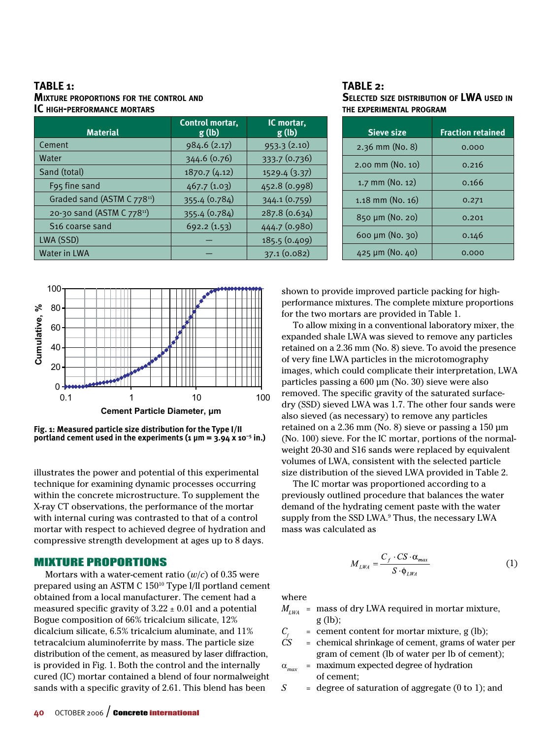**TABLE 1:**
**MIXTURE PROPORTIONS FOR THE CONTROL AND IC HIGH-PERFORMANCE MORTARS**

| Material | Control mortar, g (lb) | IC mortar, g (lb) |
|---|---|---|
| Cement | 984.6 (2.17) | 953.3 (2.10) |
| Water | 344.6 (0.76) | 333.7 (0.736) |
| Sand (total) | 1870.7 (4.12) | 1529.4 (3.37) |
| F95 fine sand | 467.7 (1.03) | 452.8 (0.998) |
| Graded sand (ASTM C 778[11]) | 355.4 (0.784) | 344.1 (0.759) |
| 20-30 sand (ASTM C 778[11]) | 355.4 (0.784) | 287.8 (0.634) |
| S16 coarse sand | 692.2 (1.53) | 444.7 (0.980) |
| LWA (SSD) | — | 185.5 (0.409) |
| Water in LWA | — | 37.1 (0.082) |

**TABLE 2:**
**SELECTED SIZE DISTRIBUTION OF LWA USED IN THE EXPERIMENTAL PROGRAM**

| Sieve size | Fraction retained |
|---|---|
| 2.36 mm (No. 8) | 0.000 |
| 2.00 mm (No. 10) | 0.216 |
| 1.7 mm (No. 12) | 0.166 |
| 1.18 mm (No. 16) | 0.271 |
| 850 μm (No. 20) | 0.201 |
| 600 μm (No. 30) | 0.146 |
| 425 μm (No. 40) | 0.000 |

**Fig. 1: Measured particle size distribution for the Type I/II portland cement used in the experiments (1 μm = 3.94 x 10⁻⁵ in.)**

illustrates the power and potential of this experimental technique for examining dynamic processes occurring within the concrete microstructure. To supplement the X-ray CT observations, the performance of the mortar with internal curing was contrasted to that of a control mortar with respect to achieved degree of hydration and compressive strength development at ages up to 8 days.

## MIXTURE PROPORTIONS

Mortars with a water-cement ratio ($w/c$) of 0.35 were prepared using an ASTM C 150[10] Type I/II portland cement obtained from a local manufacturer. The cement had a measured specific gravity of 3.22 ± 0.01 and a potential Bogue composition of 66% tricalcium silicate, 12% dicalcium silicate, 6.5% tricalcium aluminate, and 11% tetracalcium aluminoferrite by mass. The particle size distribution of the cement, as measured by laser diffraction, is provided in Fig. 1. Both the control and the internally cured (IC) mortar contained a blend of four normalweight sands with a specific gravity of 2.61. This blend has been shown to provide improved particle packing for high-performance mixtures. The complete mixture proportions for the two mortars are provided in Table 1.

To allow mixing in a conventional laboratory mixer, the expanded shale LWA was sieved to remove any particles retained on a 2.36 mm (No. 8) sieve. To avoid the presence of very fine LWA particles in the microtomography images, which could complicate their interpretation, LWA particles passing a 600 μm (No. 30) sieve were also removed. The specific gravity of the saturated surface-dry (SSD) sieved LWA was 1.7. The other four sands were also sieved (as necessary) to remove any particles retained on a 2.36 mm (No. 8) sieve or passing a 150 μm (No. 100) sieve. For the IC mortar, portions of the normal-weight 20-30 and S16 sands were replaced by equivalent volumes of LWA, consistent with the selected particle size distribution of the sieved LWA provided in Table 2.

The IC mortar was proportioned according to a previously outlined procedure that balances the water demand of the hydrating cement paste with the water supply from the SSD LWA.[9] Thus, the necessary LWA mass was calculated as

$$M_{LWA} = \frac{C_f \cdot CS \cdot \alpha_{max}}{S \cdot \phi_{LWA}} \qquad (1)$$

where

$M_{LWA}$ = mass of dry LWA required in mortar mixture, g (lb);

$C_f$ = cement content for mortar mixture, g (lb);

$CS$ = chemical shrinkage of cement, grams of water per gram of cement (lb of water per lb of cement);

$\alpha_{max}$ = maximum expected degree of hydration of cement;

$S$ = degree of saturation of aggregate (0 to 1); and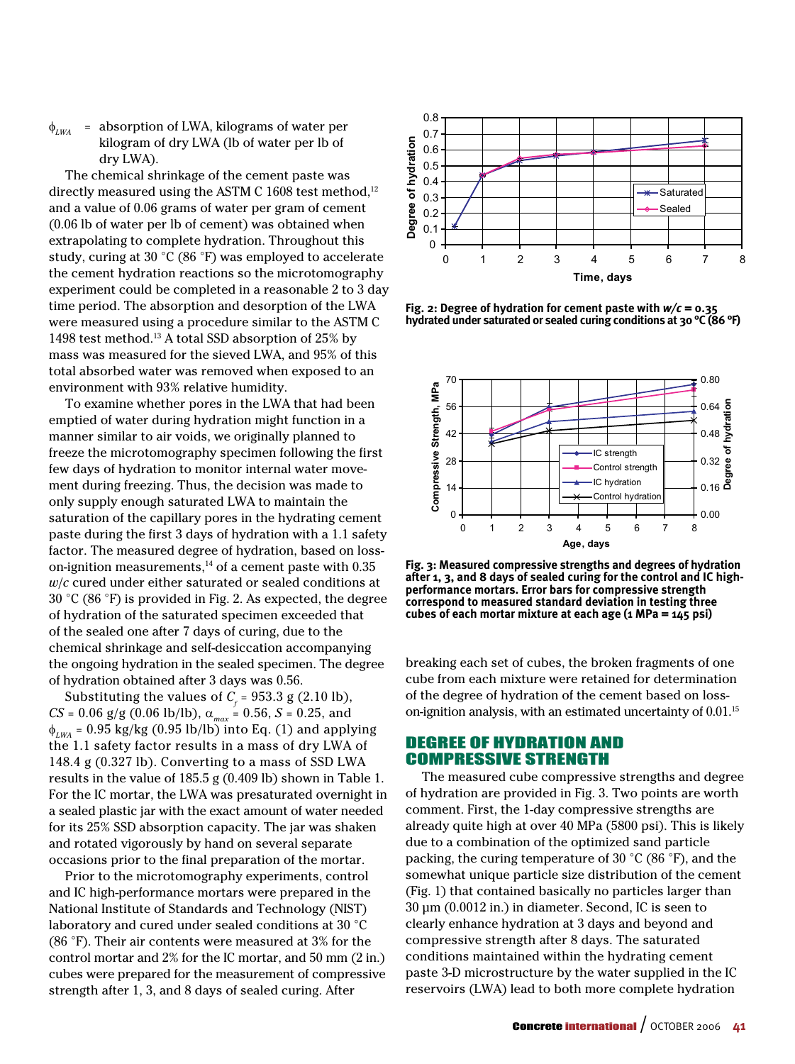$\phi_{LWA}$ = absorption of LWA, kilograms of water per kilogram of dry LWA (lb of water per lb of dry LWA).

The chemical shrinkage of the cement paste was directly measured using the ASTM C 1608 test method,[12] and a value of 0.06 grams of water per gram of cement (0.06 lb of water per lb of cement) was obtained when extrapolating to complete hydration. Throughout this study, curing at 30 °C (86 °F) was employed to accelerate the cement hydration reactions so the microtomography experiment could be completed in a reasonable 2 to 3 day time period. The absorption and desorption of the LWA were measured using a procedure similar to the ASTM C 1498 test method.[13] A total SSD absorption of 25% by mass was measured for the sieved LWA, and 95% of this total absorbed water was removed when exposed to an environment with 93% relative humidity.

To examine whether pores in the LWA that had been emptied of water during hydration might function in a manner similar to air voids, we originally planned to freeze the microtomography specimen following the first few days of hydration to monitor internal water movement during freezing. Thus, the decision was made to only supply enough saturated LWA to maintain the saturation of the capillary pores in the hydrating cement paste during the first 3 days of hydration with a 1.1 safety factor. The measured degree of hydration, based on loss-on-ignition measurements,[14] of a cement paste with 0.35 *w/c* cured under either saturated or sealed conditions at 30 °C (86 °F) is provided in Fig. 2. As expected, the degree of hydration of the saturated specimen exceeded that of the sealed one after 7 days of curing, due to the chemical shrinkage and self-desiccation accompanying the ongoing hydration in the sealed specimen. The degree of hydration obtained after 3 days was 0.56.

Substituting the values of $C_f$ = 953.3 g (2.10 lb), $CS$ = 0.06 g/g (0.06 lb/lb), $\alpha_{max}$ = 0.56, $S$ = 0.25, and $\phi_{LWA}$ = 0.95 kg/kg (0.95 lb/lb) into Eq. (1) and applying the 1.1 safety factor results in a mass of dry LWA of 148.4 g (0.327 lb). Converting to a mass of SSD LWA results in the value of 185.5 g (0.409 lb) shown in Table 1. For the IC mortar, the LWA was presaturated overnight in a sealed plastic jar with the exact amount of water needed for its 25% SSD absorption capacity. The jar was shaken and rotated vigorously by hand on several separate occasions prior to the final preparation of the mortar.

Prior to the microtomography experiments, control and IC high-performance mortars were prepared in the National Institute of Standards and Technology (NIST) laboratory and cured under sealed conditions at 30 °C (86 °F). Their air contents were measured at 3% for the control mortar and 2% for the IC mortar, and 50 mm (2 in.) cubes were prepared for the measurement of compressive strength after 1, 3, and 8 days of sealed curing. After breaking each set of cubes, the broken fragments of one cube from each mixture were retained for determination of the degree of hydration of the cement based on loss-on-ignition analysis, with an estimated uncertainty of 0.01.[15]

Fig. 2: Degree of hydration for cement paste with *w/c* = 0.35 hydrated under saturated or sealed curing conditions at 30 °C (86 °F)

Fig. 3: Measured compressive strengths and degrees of hydration after 1, 3, and 8 days of sealed curing for the control and IC high-performance mortars. Error bars for compressive strength correspond to measured standard deviation in testing three cubes of each mortar mixture at each age (1 MPa = 145 psi)

## DEGREE OF HYDRATION AND COMPRESSIVE STRENGTH

The measured cube compressive strengths and degree of hydration are provided in Fig. 3. Two points are worth comment. First, the 1-day compressive strengths are already quite high at over 40 MPa (5800 psi). This is likely due to a combination of the optimized sand particle packing, the curing temperature of 30 °C (86 °F), and the somewhat unique particle size distribution of the cement (Fig. 1) that contained basically no particles larger than 30 µm (0.0012 in.) in diameter. Second, IC is seen to clearly enhance hydration at 3 days and beyond and compressive strength after 8 days. The saturated conditions maintained within the hydrating cement paste 3-D microstructure by the water supplied in the IC reservoirs (LWA) lead to both more complete hydration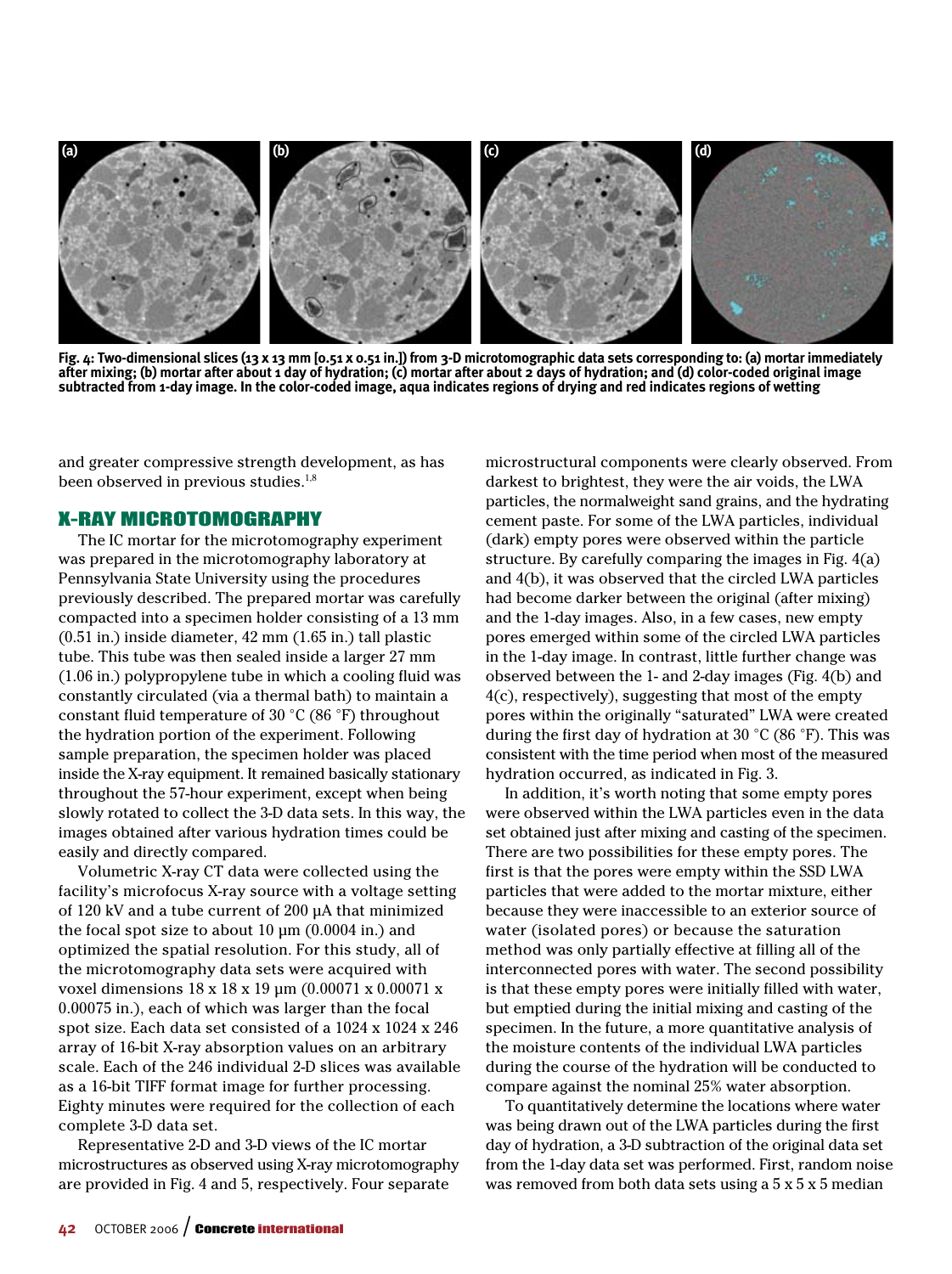Fig. 4: Two-dimensional slices (13 x 13 mm [0.51 x 0.51 in.]) from 3-D microtomographic data sets corresponding to: (a) mortar immediately after mixing; (b) mortar after about 1 day of hydration; (c) mortar after about 2 days of hydration; and (d) color-coded original image subtracted from 1-day image. In the color-coded image, aqua indicates regions of drying and red indicates regions of wetting

and greater compressive strength development, as has been observed in previous studies.[1,8]

## X-RAY MICROTOMOGRAPHY

The IC mortar for the microtomography experiment was prepared in the microtomography laboratory at Pennsylvania State University using the procedures previously described. The prepared mortar was carefully compacted into a specimen holder consisting of a 13 mm (0.51 in.) inside diameter, 42 mm (1.65 in.) tall plastic tube. This tube was then sealed inside a larger 27 mm (1.06 in.) polypropylene tube in which a cooling fluid was constantly circulated (via a thermal bath) to maintain a constant fluid temperature of 30 °C (86 °F) throughout the hydration portion of the experiment. Following sample preparation, the specimen holder was placed inside the X-ray equipment. It remained basically stationary throughout the 57-hour experiment, except when being slowly rotated to collect the 3-D data sets. In this way, the images obtained after various hydration times could be easily and directly compared.

Volumetric X-ray CT data were collected using the facility's microfocus X-ray source with a voltage setting of 120 kV and a tube current of 200 µA that minimized the focal spot size to about 10 µm (0.0004 in.) and optimized the spatial resolution. For this study, all of the microtomography data sets were acquired with voxel dimensions 18 x 18 x 19 µm (0.00071 x 0.00071 x 0.00075 in.), each of which was larger than the focal spot size. Each data set consisted of a 1024 x 1024 x 246 array of 16-bit X-ray absorption values on an arbitrary scale. Each of the 246 individual 2-D slices was available as a 16-bit TIFF format image for further processing. Eighty minutes were required for the collection of each complete 3-D data set.

Representative 2-D and 3-D views of the IC mortar microstructures as observed using X-ray microtomography are provided in Fig. 4 and 5, respectively. Four separate microstructural components were clearly observed. From darkest to brightest, they were the air voids, the LWA particles, the normalweight sand grains, and the hydrating cement paste. For some of the LWA particles, individual (dark) empty pores were observed within the particle structure. By carefully comparing the images in Fig. 4(a) and 4(b), it was observed that the circled LWA particles had become darker between the original (after mixing) and the 1-day images. Also, in a few cases, new empty pores emerged within some of the circled LWA particles in the 1-day image. In contrast, little further change was observed between the 1- and 2-day images (Fig. 4(b) and 4(c), respectively), suggesting that most of the empty pores within the originally "saturated" LWA were created during the first day of hydration at 30 °C (86 °F). This was consistent with the time period when most of the measured hydration occurred, as indicated in Fig. 3.

In addition, it's worth noting that some empty pores were observed within the LWA particles even in the data set obtained just after mixing and casting of the specimen. There are two possibilities for these empty pores. The first is that the pores were empty within the SSD LWA particles that were added to the mortar mixture, either because they were inaccessible to an exterior source of water (isolated pores) or because the saturation method was only partially effective at filling all of the interconnected pores with water. The second possibility is that these empty pores were initially filled with water, but emptied during the initial mixing and casting of the specimen. In the future, a more quantitative analysis of the moisture contents of the individual LWA particles during the course of the hydration will be conducted to compare against the nominal 25% water absorption.

To quantitatively determine the locations where water was being drawn out of the LWA particles during the first day of hydration, a 3-D subtraction of the original data set from the 1-day data set was performed. First, random noise was removed from both data sets using a 5 x 5 x 5 median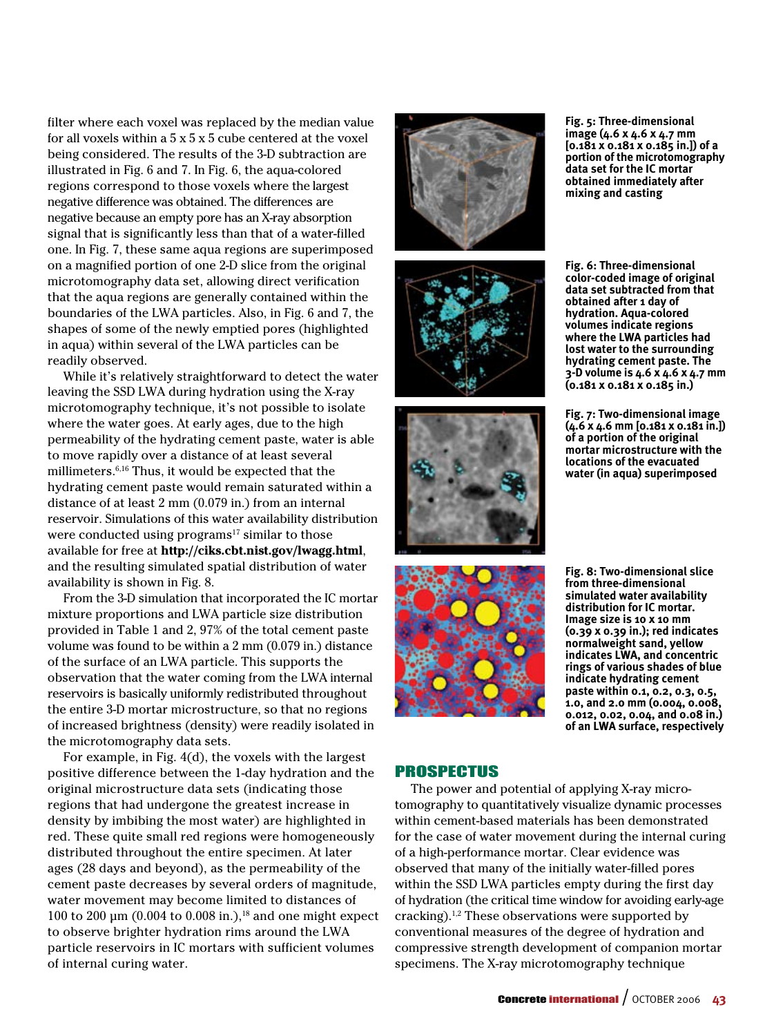filter where each voxel was replaced by the median value for all voxels within a 5 x 5 x 5 cube centered at the voxel being considered. The results of the 3-D subtraction are illustrated in Fig. 6 and 7. In Fig. 6, the aqua-colored regions correspond to those voxels where the largest negative difference was obtained. The differences are negative because an empty pore has an X-ray absorption signal that is significantly less than that of a water-filled one. In Fig. 7, these same aqua regions are superimposed on a magnified portion of one 2-D slice from the original microtomography data set, allowing direct verification that the aqua regions are generally contained within the boundaries of the LWA particles. Also, in Fig. 6 and 7, the shapes of some of the newly emptied pores (highlighted in aqua) within several of the LWA particles can be readily observed.

While it's relatively straightforward to detect the water leaving the SSD LWA during hydration using the X-ray microtomography technique, it's not possible to isolate where the water goes. At early ages, due to the high permeability of the hydrating cement paste, water is able to move rapidly over a distance of at least several millimeters.[6,16] Thus, it would be expected that the hydrating cement paste would remain saturated within a distance of at least 2 mm (0.079 in.) from an internal reservoir. Simulations of this water availability distribution were conducted using programs[17] similar to those available for free at **http://ciks.cbt.nist.gov/lwagg.html**, and the resulting simulated spatial distribution of water availability is shown in Fig. 8.

From the 3-D simulation that incorporated the IC mortar mixture proportions and LWA particle size distribution provided in Table 1 and 2, 97% of the total cement paste volume was found to be within a 2 mm (0.079 in.) distance of the surface of an LWA particle. This supports the observation that the water coming from the LWA internal reservoirs is basically uniformly redistributed throughout the entire 3-D mortar microstructure, so that no regions of increased brightness (density) were readily isolated in the microtomography data sets.

For example, in Fig. 4(d), the voxels with the largest positive difference between the 1-day hydration and the original microstructure data sets (indicating those regions that had undergone the greatest increase in density by imbibing the most water) are highlighted in red. These quite small red regions were homogeneously distributed throughout the entire specimen. At later ages (28 days and beyond), as the permeability of the cement paste decreases by several orders of magnitude, water movement may become limited to distances of 100 to 200 μm (0.004 to 0.008 in.),[18] and one might expect to observe brighter hydration rims around the LWA particle reservoirs in IC mortars with sufficient volumes of internal curing water.

**Fig. 5: Three-dimensional image (4.6 x 4.6 x 4.7 mm [0.181 x 0.181 x 0.185 in.]) of a portion of the microtomography data set for the IC mortar obtained immediately after mixing and casting**

**Fig. 6: Three-dimensional color-coded image of original data set subtracted from that obtained after 1 day of hydration. Aqua-colored volumes indicate regions where the LWA particles had lost water to the surrounding hydrating cement paste. The 3-D volume is 4.6 x 4.6 x 4.7 mm (0.181 x 0.181 x 0.185 in.)**

**Fig. 7: Two-dimensional image (4.6 x 4.6 mm [0.181 x 0.181 in.]) of a portion of the original mortar microstructure with the locations of the evacuated water (in aqua) superimposed**

**Fig. 8: Two-dimensional slice from three-dimensional simulated water availability distribution for IC mortar. Image size is 10 x 10 mm (0.39 x 0.39 in.); red indicates normalweight sand, yellow indicates LWA, and concentric rings of various shades of blue indicate hydrating cement paste within 0.1, 0.2, 0.3, 0.5, 1.0, and 2.0 mm (0.004, 0.008, 0.012, 0.02, 0.04, and 0.08 in.) of an LWA surface, respectively**

## PROSPECTUS

The power and potential of applying X-ray microtomography to quantitatively visualize dynamic processes within cement-based materials has been demonstrated for the case of water movement during the internal curing of a high-performance mortar. Clear evidence was observed that many of the initially water-filled pores within the SSD LWA particles empty during the first day of hydration (the critical time window for avoiding early-age cracking).[1,2] These observations were supported by conventional measures of the degree of hydration and compressive strength development of companion mortar specimens. The X-ray microtomography technique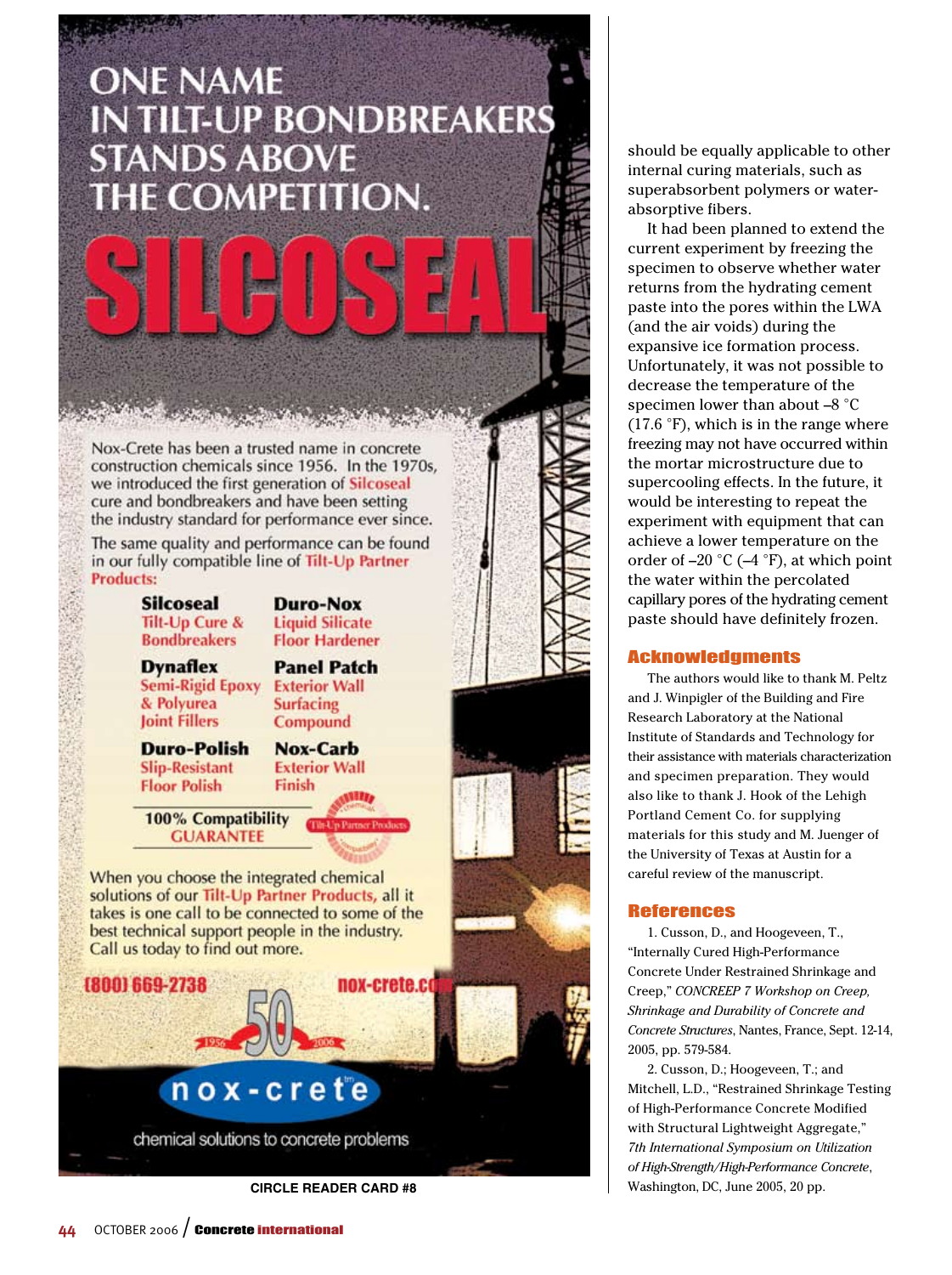should be equally applicable to other internal curing materials, such as superabsorbent polymers or water-absorptive fibers.

It had been planned to extend the current experiment by freezing the specimen to observe whether water returns from the hydrating cement paste into the pores within the LWA (and the air voids) during the expansive ice formation process. Unfortunately, it was not possible to decrease the temperature of the specimen lower than about –8 °C (17.6 °F), which is in the range where freezing may not have occurred within the mortar microstructure due to supercooling effects. In the future, it would be interesting to repeat the experiment with equipment that can achieve a lower temperature on the order of –20 °C (–4 °F), at which point the water within the percolated capillary pores of the hydrating cement paste should have definitely frozen.

## Acknowledgments

The authors would like to thank M. Peltz and J. Winpigler of the Building and Fire Research Laboratory at the National Institute of Standards and Technology for their assistance with materials characterization and specimen preparation. They would also like to thank J. Hook of the Lehigh Portland Cement Co. for supplying materials for this study and M. Juenger of the University of Texas at Austin for a careful review of the manuscript.

## References

1. Cusson, D., and Hoogeveen, T., "Internally Cured High-Performance Concrete Under Restrained Shrinkage and Creep," *CONCREEP 7 Workshop on Creep, Shrinkage and Durability of Concrete and Concrete Structures*, Nantes, France, Sept. 12-14, 2005, pp. 579-584.

2. Cusson, D.; Hoogeveen, T.; and Mitchell, L.D., "Restrained Shrinkage Testing of High-Performance Concrete Modified with Structural Lightweight Aggregate," *7th International Symposium on Utilization of High-Strength/High-Performance Concrete*, Washington, DC, June 2005, 20 pp.

---

# ONE NAME IN TILT-UP BONDBREAKERS STANDS ABOVE THE COMPETITION.

# SILCOSEAL

Nox-Crete has been a trusted name in concrete construction chemicals since 1956. In the 1970s, we introduced the first generation of Silcoseal cure and bondbreakers and have been setting the industry standard for performance ever since.

The same quality and performance can be found in our fully compatible line of Tilt-Up Partner Products:

| | |
|---|---|
| **Silcoseal** Tilt-Up Cure & Bondbreakers | **Duro-Nox** Liquid Silicate Floor Hardener |
| **Dynaflex** Semi-Rigid Epoxy & Polyurea Joint Fillers | **Panel Patch** Exterior Wall Surfacing Compound |
| **Duro-Polish** Slip-Resistant Floor Polish | **Nox-Carb** Exterior Wall Finish |

**100% Compatibility GUARANTEE**

When you choose the integrated chemical solutions of our Tilt-Up Partner Products, all it takes is one call to be connected to some of the best technical support people in the industry. Call us today to find out more.

(800) 669-2738 nox-crete.com

50 1956 2006

nox-crete

chemical solutions to concrete problems

**CIRCLE READER CARD #8**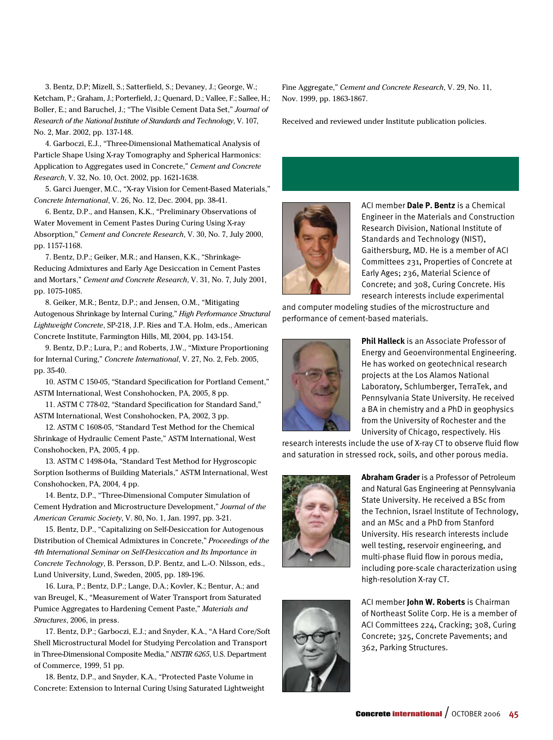3. Bentz, D.P; Mizell, S.; Satterfield, S.; Devaney, J.; George, W.; Ketcham, P.; Graham, J.; Porterfield, J.; Quenard, D.; Vallee, F.; Sallee, H.; Boller, E.; and Baruchel, J.; "The Visible Cement Data Set," *Journal of Research of the National Institute of Standards and Technology*, V. 107, No. 2, Mar. 2002, pp. 137-148.

4. Garboczi, E.J., "Three-Dimensional Mathematical Analysis of Particle Shape Using X-ray Tomography and Spherical Harmonics: Application to Aggregates used in Concrete," *Cement and Concrete Research*, V. 32, No. 10, Oct. 2002, pp. 1621-1638.

5. Garci Juenger, M.C., "X-ray Vision for Cement-Based Materials," *Concrete International*, V. 26, No. 12, Dec. 2004, pp. 38-41.

6. Bentz, D.P., and Hansen, K.K., "Preliminary Observations of Water Movement in Cement Pastes During Curing Using X-ray Absorption," *Cement and Concrete Research*, V. 30, No. 7, July 2000, pp. 1157-1168.

7. Bentz, D.P.; Geiker, M.R.; and Hansen, K.K., "Shrinkage-Reducing Admixtures and Early Age Desiccation in Cement Pastes and Mortars," *Cement and Concrete Research*, V. 31, No. 7, July 2001, pp. 1075-1085.

8. Geiker, M.R.; Bentz, D.P.; and Jensen, O.M., "Mitigating Autogenous Shrinkage by Internal Curing," *High Performance Structural Lightweight Concrete*, SP-218, J.P. Ries and T.A. Holm, eds., American Concrete Institute, Farmington Hills, MI, 2004, pp. 143-154.

9. Bentz, D.P.; Lura, P.; and Roberts, J.W., "Mixture Proportioning for Internal Curing," *Concrete International*, V. 27, No. 2, Feb. 2005, pp. 35-40.

10. ASTM C 150-05, "Standard Specification for Portland Cement," ASTM International, West Conshohocken, PA, 2005, 8 pp.

11. ASTM C 778-02, "Standard Specification for Standard Sand," ASTM International, West Conshohocken, PA, 2002, 3 pp.

12. ASTM C 1608-05, "Standard Test Method for the Chemical Shrinkage of Hydraulic Cement Paste," ASTM International, West Conshohocken, PA, 2005, 4 pp.

13. ASTM C 1498-04a, "Standard Test Method for Hygroscopic Sorption Isotherms of Building Materials," ASTM International, West Conshohocken, PA, 2004, 4 pp.

14. Bentz, D.P., "Three-Dimensional Computer Simulation of Cement Hydration and Microstructure Development," *Journal of the American Ceramic Society*, V. 80, No. 1, Jan. 1997, pp. 3-21.

15. Bentz, D.P., "Capitalizing on Self-Desiccation for Autogenous Distribution of Chemical Admixtures in Concrete," *Proceedings of the 4th International Seminar on Self-Desiccation and Its Importance in Concrete Technology*, B. Persson, D.P. Bentz, and L.-O. Nilsson, eds., Lund University, Lund, Sweden, 2005, pp. 189-196.

16. Lura, P.; Bentz, D.P.; Lange, D.A.; Kovler, K.; Bentur, A.; and van Breugel, K., "Measurement of Water Transport from Saturated Pumice Aggregates to Hardening Cement Paste," *Materials and Structures*, 2006, in press.

17. Bentz, D.P.; Garboczi, E.J.; and Snyder, K.A., "A Hard Core/Soft Shell Microstructural Model for Studying Percolation and Transport in Three-Dimensional Composite Media," *NISTIR 6265*, U.S. Department of Commerce, 1999, 51 pp.

18. Bentz, D.P., and Snyder, K.A., "Protected Paste Volume in Concrete: Extension to Internal Curing Using Saturated Lightweight Fine Aggregate," *Cement and Concrete Research*, V. 29, No. 11, Nov. 1999, pp. 1863-1867.

Received and reviewed under Institute publication policies.

ACI member **Dale P. Bentz** is a Chemical Engineer in the Materials and Construction Research Division, National Institute of Standards and Technology (NIST), Gaithersburg, MD. He is a member of ACI Committees 231, Properties of Concrete at Early Ages; 236, Material Science of Concrete; and 308, Curing Concrete. His research interests include experimental and computer modeling studies of the microstructure and performance of cement-based materials.

**Phil Halleck** is an Associate Professor of Energy and Geoenvironmental Engineering. He has worked on geotechnical research projects at the Los Alamos National Laboratory, Schlumberger, TerraTek, and Pennsylvania State University. He received a BA in chemistry and a PhD in geophysics from the University of Rochester and the University of Chicago, respectively. His research interests include the use of X-ray CT to observe fluid flow and saturation in stressed rock, soils, and other porous media.

**Abraham Grader** is a Professor of Petroleum and Natural Gas Engineering at Pennsylvania State University. He received a BSc from the Technion, Israel Institute of Technology, and an MSc and a PhD from Stanford University. His research interests include well testing, reservoir engineering, and multi-phase fluid flow in porous media, including pore-scale characterization using high-resolution X-ray CT.

ACI member **John W. Roberts** is Chairman of Northeast Solite Corp. He is a member of ACI Committees 224, Cracking; 308, Curing Concrete; 325, Concrete Pavements; and 362, Parking Structures.